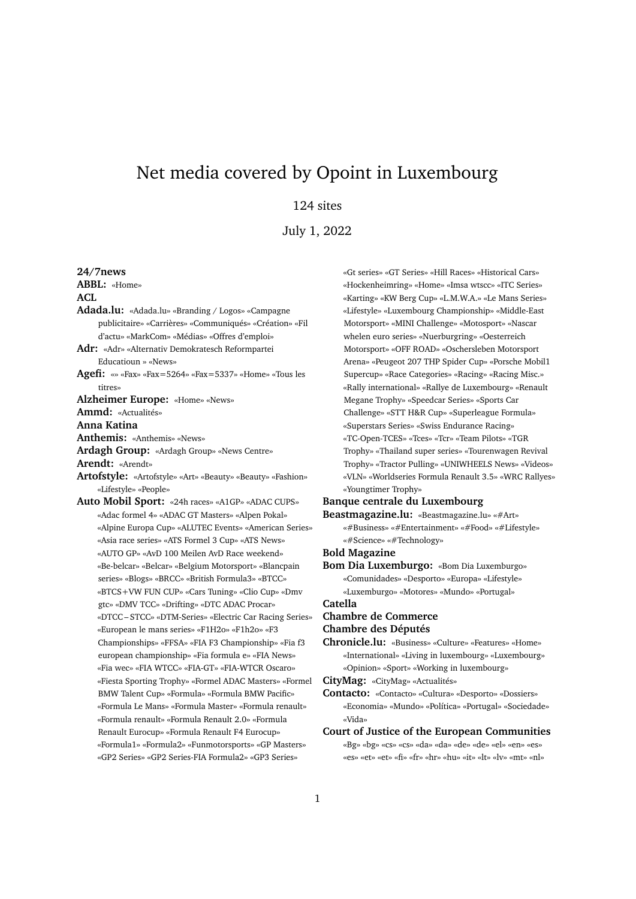# Net media covered by Opoint in Luxembourg

124 sites

July 1, 2022

**24/7news**

**ABBL:** «Home»

**ACL**

**Adada.lu:** «Adada.lu» «Branding / Logos» «Campagne publicitaire» «Carrières» «Communiqués» «Création» «Fil d'actu» «MarkCom» «Médias» «Offres d'emploi»

**Adr:** «Adr» «Alternativ Demokratesch Reformpartei Educatioun » «News»

**Agefi:** «» «Fax» «Fax=5264» «Fax=5337» «Home» «Tous les titres»

**Alzheimer Europe:** «Home» «News»

**Ammd:** «Actualités»

**Anna Katina**

**Anthemis:** «Anthemis» «News»

**Ardagh Group:** «Ardagh Group» «News Centre»

**Arendt:** «Arendt»

**Artofstyle:** «Artofstyle» «Art» «Beauty» «Beauty» «Fashion» «Lifestyle» «People»

**Auto Mobil Sport:** «24h races» «A1GP» «ADAC CUPS» «Adac formel 4» «ADAC GT Masters» «Alpen Pokal» «Alpine Europa Cup» «ALUTEC Events» «American Series» «Asia race series» «ATS Formel 3 Cup» «ATS News» «AUTO GP» «AvD 100 Meilen AvD Race weekend» «Be-belcar» «Belcar» «Belgium Motorsport» «Blancpain series» «Blogs» «BRCC» «British Formula3» «BTCC» «BTCS+VW FUN CUP» «Cars Tuning» «Clio Cup» «Dmv gtc» «DMV TCC» «Drifting» «DTC ADAC Procar» «DTCC – STCC» «DTM-Series» «Electric Car Racing Series» «European le mans series» «F1H2o» «F1h2o» «F3 Championships» «FFSA» «FIA F3 Championship» «Fia f3 european championship» «Fia formula e» «FIA News» «Fia wec» «FIA WTCC» «FIA-GT» «FIA-WTCR Oscaro» «Fiesta Sporting Trophy» «Formel ADAC Masters» «Formel BMW Talent Cup» «Formula» «Formula BMW Pacific» «Formula Le Mans» «Formula Master» «Formula renault» «Formula renault» «Formula Renault 2.0» «Formula Renault Eurocup» «Formula Renault F4 Eurocup» «Formula1» «Formula2» «Funmotorsports» «GP Masters» «GP2 Series» «GP2 Series-FIA Formula2» «GP3 Series» «Gt series» «GT Series» «Hill Races» «Historical Cars» «Hockenheimring» «Home» «Imsa wtscc» «ITC Series» «Karting» «KW Berg Cup» «L.M.W.A.» «Le Mans Series» «Lifestyle» «Luxembourg Championship» «Middle-East Motorsport» «MINI Challenge» «Motosport» «Nascar whelen euro series» «Nuerburgring» «Oesterreich Motorsport» «OFF ROAD» «Oschersleben Motorsport Arena» «Peugeot 207 THP Spider Cup» «Porsche Mobil1 Supercup» «Race Categories» «Racing» «Racing Misc.» «Rally international» «Rallye de Luxembourg» «Renault Megane Trophy» «Speedcar Series» «Sports Car Challenge» «STT H&R Cup» «Superleague Formula» «Superstars Series» «Swiss Endurance Racing» «TC-Open-TCES» «Tces» «Tcr» «Team Pilots» «TGR Trophy» «Thailand super series» «Tourenwagen Revival Trophy» «Tractor Pulling» «UNIWHEELS News» «Videos» «VLN» «Worldseries Formula Renault 3.5» «WRC Rallyes» «Youngtimer Trophy»

**Banque centrale du Luxembourg**

**Beastmagazine.lu:** «Beastmagazine.lu» «#Art» «#Business» «#Entertainment» «#Food» «#Lifestyle» «#Science» «#Technology»

**Bold Magazine**

**Bom Dia Luxemburgo:** «Bom Dia Luxemburgo» «Comunidades» «Desporto» «Europa» «Lifestyle» «Luxemburgo» «Motores» «Mundo» «Portugal»

**Catella**

**Chambre de Commerce**

**Chambre des Députés**

**Chronicle.lu:** «Business» «Culture» «Features» «Home» «International» «Living in luxembourg» «Luxembourg» «Opinion» «Sport» «Working in luxembourg»

**CityMag:** «CityMag» «Actualités»

**Contacto:** «Contacto» «Cultura» «Desporto» «Dossiers» «Economia» «Mundo» «Política» «Portugal» «Sociedade» «Vida»

**Court of Justice of the European Communities** «Bg» «bg» «cs» «cs» «da» «da» «de» «de» «el» «en» «es» «es» «et» «et» «fi» «fr» «hr» «hu» «it» «lt» «lv» «mt» «nl»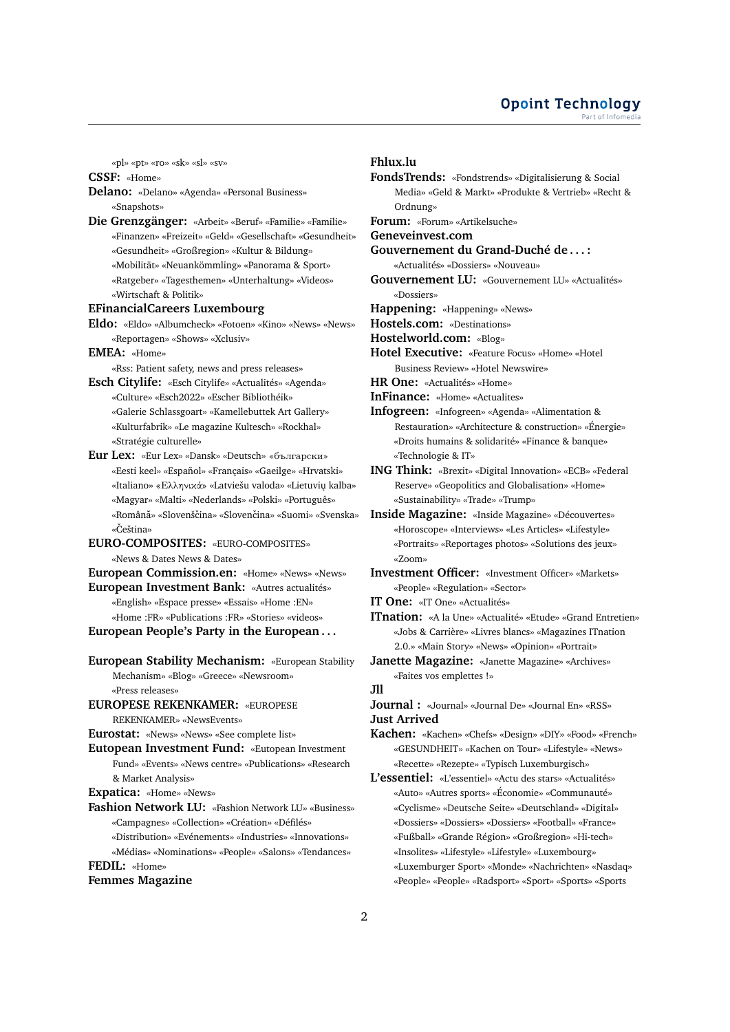«pl» «pt» «ro» «sk» «sl» «sv»

**CSSF:** «Home»

**Delano:** «Delano» «Agenda» «Personal Business» «Snapshots»

**Die Grenzgänger:** «Arbeit» «Beruf» «Familie» «Familie» «Finanzen» «Freizeit» «Geld» «Gesellschaft» «Gesundheit» «Gesundheit» «Großregion» «Kultur & Bildung» «Mobilität» «Neuankömmling» «Panorama & Sport» «Ratgeber» «Tagesthemen» «Unterhaltung» «Videos» «Wirtschaft & Politik»

**EFinancialCareers Luxembourg**

**Eldo:** «Eldo» «Albumcheck» «Fotoen» «Kino» «News» «News» «Reportagen» «Shows» «Xclusiv»

**EMEA:** «Home» «Rss: Patient safety, news and press releases»

**Esch Citylife:** «Esch Citylife» «Actualités» «Agenda» «Culture» «Esch2022» «Escher Bibliothéik» «Galerie Schlassgoart» «Kamellebuttek Art Gallery» «Kulturfabrik» «Le magazine Kultesch» «Rockhal» «Stratégie culturelle»

**Eur Lex:** «Eur Lex» «Dansk» «Deutsch» «български» «Eesti keel» «Español» «Français» «Gaeilge» «Hrvatski» «Italiano» «Ελληνικά» «Latviešu valoda» «Lietuvių kalba» «Magyar» «Malti» «Nederlands» «Polski» «Português» «Română» «Slovenščina» «Slovenčina» «Suomi» «Svenska» «Čeština»

**EURO-COMPOSITES:** «EURO-COMPOSITES» «News & Dates News & Dates»

**European Commission.en:** «Home» «News» «News»

**European Investment Bank:** «Autres actualités» «English» «Espace presse» «Essais» «Home :EN» «Home :FR» «Publications :FR» «Stories» «videos»

**European People's Party in the European . . .**

**European Stability Mechanism:** «European Stability Mechanism» «Blog» «Greece» «Newsroom» «Press releases»

**EUROPESE REKENKAMER:** «EUROPESE REKENKAMER» «NewsEvents»

**Eurostat:** «News» «News» «See complete list»

**Eutopean Investment Fund:** «Eutopean Investment Fund» «Events» «News centre» «Publications» «Research & Market Analysis»

**Expatica:** «Home» «News»

**Fashion Network LU:** «Fashion Network LU» «Business» «Campagnes» «Collection» «Création» «Défilés» «Distribution» «Evénements» «Industries» «Innovations» «Médias» «Nominations» «People» «Salons» «Tendances»

**FEDIL:** «Home»

**Femmes Magazine**

**Fhlux.lu**

**FondsTrends:** «Fondstrends» «Digitalisierung & Social Media» «Geld & Markt» «Produkte & Vertrieb» «Recht & Ordnung»

**Forum:** «Forum» «Artikelsuche»

**Geneveinvest.com**

**Gouvernement du Grand-Duché de . . . :** «Actualités» «Dossiers» «Nouveau»

**Gouvernement LU:** «Gouvernement LU» «Actualités» «Dossiers»

**Happening:** «Happening» «News»

**Hostels.com:** «Destinations»

**Hostelworld.com:** «Blog»

**Hotel Executive:** «Feature Focus» «Home» «Hotel Business Review» «Hotel Newswire»

**HR One:** «Actualités» «Home»

**InFinance:** «Home» «Actualites»

**Infogreen:** «Infogreen» «Agenda» «Alimentation & Restauration» «Architecture & construction» «Énergie» «Droits humains & solidarité» «Finance & banque» «Technologie & IT»

**ING Think:** «Brexit» «Digital Innovation» «ECB» «Federal Reserve» «Geopolitics and Globalisation» «Home» «Portraits» «Sustainability» «Trade» «Trump»

**Inside Magazine:** «Inside Magazine» «Découvertes» «Horoscope» «Interviews» «Les Articles» «Lifestyle» «Portraits» «Reportages photos» «Solutions des jeux» «Zoom»

**Investment Officer:** «Investment Officer» «Markets» «People» «Regulation» «Sector»

**IT One:** «IT One» «Actualités»

**ITnation:** «A la Une» «Actualité» «Etude» «Grand Entretien» «Jobs & Carrière» «Livres blancs» «Magazines ITnation 2.0.» «Main Story» «News» «Opinion» «Portrait»

**Janette Magazine:** «Janette Magazine» «Archives» «Faites vos emplettes !»

**Jll**

**Journal :** «Journal» «Journal De» «Journal En» «RSS»

**Just Arrived**

**Kachen:** «Kachen» «Chefs» «Design» «DIY» «Food» «French» «GESUNDHEIT» «Kachen on Tour» «Lifestyle» «News» «Recette» «Rezepte» «Typisch Luxemburgisch»

**L'essentiel:** «L'essentiel» «Actu des stars» «Actualités» «Auto» «Autres sports» «Économie» «Communauté» «Cyclisme» «Deutsche Seite» «Deutschland» «Digital» «Dossiers» «Dossiers» «Dossiers» «Football» «France» «Fußball» «Grande Région» «Großregion» «Hi-tech» «Insolites» «Lifestyle» «Lifestyle» «Luxembourg» «Luxemburger Sport» «Monde» «Nachrichten» «Nasdaq» «People» «People» «Radsport» «Sport» «Sports» «Sports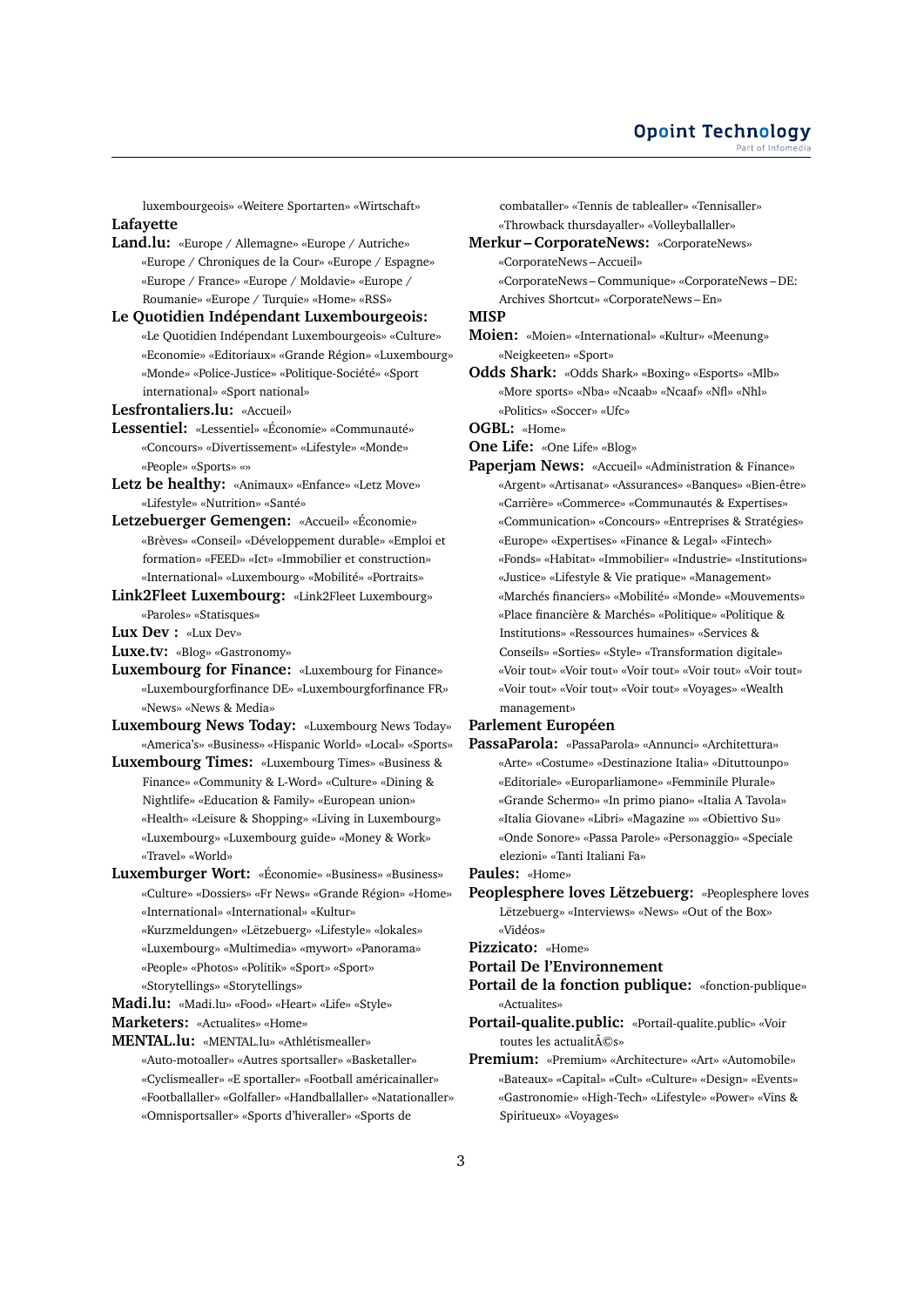luxembourgeois» «Weitere Sportarten» «Wirtschaft»

**Lafayette**

**Land.lu:** «Europe / Allemagne» «Europe / Autriche» «Europe / Chroniques de la Cour» «Europe / Espagne» «Europe / France» «Europe / Moldavie» «Europe / Roumanie» «Europe / Turquie» «Home» «RSS»

**Le Quotidien Indépendant Luxembourgeois:** «Le Quotidien Indépendant Luxembourgeois» «Culture» «Economie» «Editoriaux» «Grande Région» «Luxembourg» «Monde» «Police-Justice» «Politique-Société» «Sport international» «Sport national»

**Lesfrontaliers.lu:** «Accueil»

**Lessentiel:** «Lessentiel» «Économie» «Communauté» «Concours» «Divertissement» «Lifestyle» «Monde» «People» «Sports» «»

**Letz be healthy:** «Animaux» «Enfance» «Letz Move» «Lifestyle» «Nutrition» «Santé»

**Letzebuerger Gemengen:** «Accueil» «Économie» «Brèves» «Conseil» «Développement durable» «Emploi et formation» «FEED» «Ict» «Immobilier et construction» «International» «Luxembourg» «Mobilité» «Portraits»

**Link2Fleet Luxembourg:** «Link2Fleet Luxembourg» «Paroles» «Statisques»

**Lux Dev :** «Lux Dev»

**Luxe.tv:** «Blog» «Gastronomy»

**Luxembourg for Finance:** «Luxembourg for Finance» «Luxembourgforfinance DE» «Luxembourgforfinance FR» «News» «News & Media»

**Luxembourg News Today:** «Luxembourg News Today» «America's» «Business» «Hispanic World» «Local» «Sports»

**Luxembourg Times:** «Luxembourg Times» «Business & Finance» «Community & L-Word» «Culture» «Dining & Nightlife» «Education & Family» «European union» «Health» «Leisure & Shopping» «Living in Luxembourg» «Luxembourg» «Luxembourg guide» «Money & Work» «Travel» «World»

**Luxemburger Wort:** «Économie» «Business» «Business» «Culture» «Dossiers» «Fr News» «Grande Région» «Home» «International» «International» «Kultur» «Kurzmeldungen» «Lëtzebuerg» «Lifestyle» «lokales» «Luxembourg» «Multimedia» «mywort» «Panorama» «People» «Photos» «Politik» «Sport» «Sport» «Storytellings» «Storytellings»

**Madi.lu:** «Madi.lu» «Food» «Heart» «Life» «Style»

**Marketers:** «Actualites» «Home»

**MENTAL.lu:** «MENTAL.lu» «Athlétismealler» «Auto-motoaller» «Autres sportsaller» «Basketaller» «Cyclismealler» «E sportaller» «Football américainaller» «Footballaller» «Golfaller» «Handballaller» «Natationaller» «Omnisportsaller» «Sports d'hiveraller» «Sports de combataller» «Tennis de tablealler» «Tennisaller» «Throwback thursdayaller» «Volleyballaller»

**Merkur – CorporateNews:** «CorporateNews» «CorporateNews – Accueil» «CorporateNews – Communique» «CorporateNews – DE: Archives Shortcut» «CorporateNews – En»

**MISP**

**Moien:** «Moien» «International» «Kultur» «Meenung» «Neigkeeten» «Sport»

**Odds Shark:** «Odds Shark» «Boxing» «Esports» «Mlb» «More sports» «Nba» «Ncaab» «Ncaaf» «Nfl» «Nhl» «Politics» «Soccer» «Ufc»

**OGBL:** «Home»

**One Life:** «One Life» «Blog»

**Paperjam News:** «Accueil» «Administration & Finance» «Argent» «Artisanat» «Assurances» «Banques» «Bien-être» «Carrière» «Commerce» «Communautés & Expertises» «Communication» «Concours» «Entreprises & Stratégies» «Europe» «Expertises» «Finance & Legal» «Fintech» «Fonds» «Habitat» «Immobilier» «Industrie» «Institutions» «Justice» «Lifestyle & Vie pratique» «Management» «Marchés financiers» «Mobilité» «Monde» «Mouvements» «Place financière & Marchés» «Politique» «Politique & Institutions» «Ressources humaines» «Services & Conseils» «Sorties» «Style» «Transformation digitale» «Voir tout» «Voir tout» «Voir tout» «Voir tout» «Voir tout» «Voir tout» «Voir tout» «Voir tout» «Voyages» «Wealth management»

**Parlement Européen**

**PassaParola:** «PassaParola» «Annunci» «Architettura» «Arte» «Costume» «Destinazione Italia» «Dituttounpo» «Editoriale» «Europarliamone» «Femminile Plurale» «Grande Schermo» «In primo piano» «Italia A Tavola» «Italia Giovane» «Libri» «Magazine »» «Obiettivo Su» «Onde Sonore» «Passa Parole» «Personaggio» «Speciale elezioni» «Tanti Italiani Fa»

**Paules:** «Home»

**Peoplesphere loves Lëtzebuerg:** «Peoplesphere loves Lëtzebuerg» «Interviews» «News» «Out of the Box» «Vidéos»

**Pizzicato:** «Home»

**Portail De l'Environnement**

**Portail de la fonction publique:** «fonction-publique» «Actualites»

**Portail-qualite.public:** «Portail-qualite.public» «Voir toutes les actualitÃ©s»

**Premium:** «Premium» «Architecture» «Art» «Automobile» «Bateaux» «Capital» «Cult» «Culture» «Design» «Events» «Gastronomie» «High-Tech» «Lifestyle» «Power» «Vins & Spiritueux» «Voyages»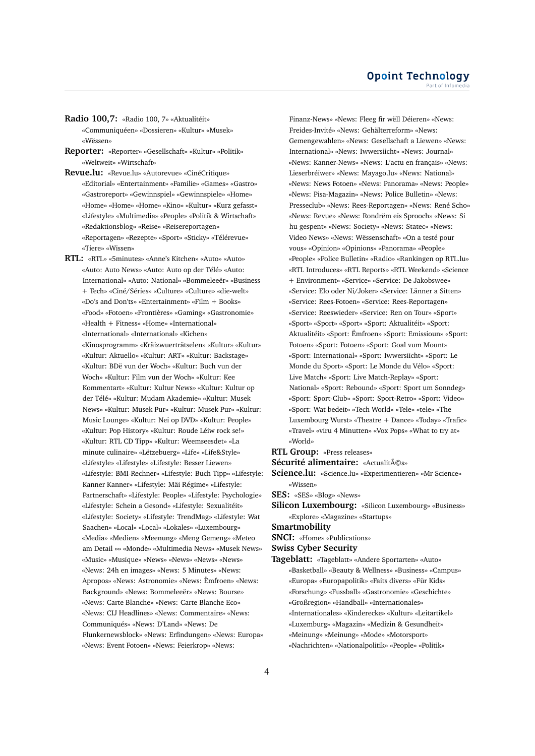**Radio 100,7:** «Radio 100, 7» «Aktualitéit» «Communiquéen» «Dossieren» «Kultur» «Musek» «Wëssen»

**Reporter:** «Reporter» «Gesellschaft» «Kultur» «Politik» «Weltweit» «Wirtschaft»

**Revue.lu:** «Revue.lu» «Autorevue» «CinéCritique» «Editorial» «Entertainment» «Familie» «Games» «Gastro» «Gastroreport» «Gewinnspiel» «Gewinnspiele» «Home» «Home» «Home» «Home» «Kino» «Kultur» «Kurz gefasst» «Lifestyle» «Multimedia» «People» «Politik & Wirtschaft» «Redaktionsblog» «Reise» «Reisereportagen» «Reportagen» «Rezepte» «Sport» «Sticky» «Télérevue» «Tiere» «Wissen»

**RTL:** «RTL» «5minutes» «Anne's Kitchen» «Auto» «Auto» «Auto: Auto News» «Auto: Auto op der Télé» «Auto: International» «Auto: National» «Bommeleeër» «Business + Tech» «Ciné/Séries» «Culture» «Culture» «die-welt» «Do's and Don'ts» «Entertainment» «Film + Books» «Food» «Fotoen» «Frontières» «Gaming» «Gastronomie» «Health + Fitness» «Home» «International» «International» «International» «Kichen» «Kinosprogramm» «Kräizwuerträtselen» «Kultur» «Kultur» «Kultur: Aktuello» «Kultur: ART» «Kultur: Backstage» «Kultur: BDë vun der Woch» «Kultur: Buch vun der Woch» «Kultur: Film vun der Woch» «Kultur: Kee Kommentart» «Kultur: Kultur News» «Kultur: Kultur op der Télé» «Kultur: Mudam Akademie» «Kultur: Musek News» «Kultur: Musek Pur» «Kultur: Musek Pur» «Kultur: Music Lounge» «Kultur: Nei op DVD» «Kultur: People» «Kultur: Pop History» «Kultur: Roude Léiw rock se!» «Kultur: RTL CD Tipp» «Kultur: Weemseesdet» «La minute culinaire» «Lëtzebuerg» «Life» «Life&Style» «Lifestyle» «Lifestyle» «Lifestyle: Besser Liewen» «Lifestyle: BMI-Rechner» «Lifestyle: Buch Tipp» «Lifestyle: Kanner Kanner» «Lifestyle: Mäi Régime» «Lifestyle: Partnerschaft» «Lifestyle: People» «Lifestyle: Psychologie» «Lifestyle: Schein a Gesond» «Lifestyle: Sexualitéit» «Lifestyle: Society» «Lifestyle: TrendMag» «Lifestyle: Wat Saachen» «Local» «Local» «Lokales» «Luxembourg» «Media» «Medien» «Meenung» «Meng Gemeng» «Meteo am Detail »» «Monde» «Multimedia News» «Musek News» «Music» «Musique» «News» «News» «News» «News» «News: 24h en images» «News: 5 Minutes» «News: Apropos» «News: Astronomie» «News: Ëmfroen» «News: Background» «News: Bommeleeër» «News: Bourse» «News: Carte Blanche» «News: Carte Blanche Eco» «News: CIJ Headlines» «News: Commentaire» «News: Communiqués» «News: D'Land» «News: De Flunkernewsblock» «News: Erfindungen» «News: Europa» «News: Event Fotoen» «News: Feierkrop» «News: Finanz-News» «News: Fleeg fir wëll Déieren» «News: Freides-Invité» «News: Gehälterreform» «News: Gemengewahlen» «News: Gesellschaft a Liewen» «News: International» «News: Iwwersiicht» «News: Journal» «News: Kanner-News» «News: L'actu en français» «News: Lieserbréiwer» «News: Mayago.lu» «News: National» «News: News Fotoen» «News: Panorama» «News: People» «News: Pisa-Magazin» «News: Police Bulletin» «News: Presseclub» «News: Rees-Reportagen» «News: René Scho» «News: Revue» «News: Rondrëm eis Sprooch» «News: Si hu gespent» «News: Society» «News: Statec» «News: Video News» «News: Wëssenschaft» «On a testé pour vous» «Opinion» «Opinions» «Panorama» «People» «People» «Police Bulletin» «Radio» «Rankingen op RTL.lu» «RTL Introduces» «RTL Reports» «RTL Weekend» «Science + Environment» «Service» «Service: De Jakobswee» «Service: Elo oder Ni/Joker» «Service: Länner a Sitten» «Service: Rees-Fotoen» «Service: Rees-Reportagen» «Service: Reeswieder» «Service: Ren on Tour» «Sport» «Sport» «Sport» «Sport» «Sport: Aktualitéit» «Sport: Aktualitéit» «Sport: Ëmfroen» «Sport: Emissioun» «Sport: Fotoen» «Sport: Fotoen» «Sport: Goal vum Mount» «Sport: International» «Sport: Iwwersiicht» «Sport: Le Monde du Sport» «Sport: Le Monde du Vélo» «Sport: Live Match» «Sport: Live Match-Replay» «Sport: National» «Sport: Rebound» «Sport: Sport um Sonndeg» «Sport: Sport-Club» «Sport: Sport-Retro» «Sport: Video» «Sport: Wat bedeit» «Tech World» «Tele» «tele» «The Luxembourg Wurst» «Theatre + Dance» «Today» «Trafic» «Travel» «viru 4 Minutten» «Vox Pops» «What to try at» «World»

**RTL Group:** «Press releases»

**Sécurité alimentaire:** «ActualitÃ©s»

**Science.lu:** «Science.lu» «Experimentieren» «Mr Science» «Wissen»

**SES:** «SES» «Blog» «News»

**Silicon Luxembourg:** «Silicon Luxembourg» «Business» «Explore» «Magazine» «Startups»

**Smartmobility**

**SNCI:** «Home» «Publications»

**Swiss Cyber Security**

**Tageblatt:** «Tageblatt» «Andere Sportarten» «Auto» «Basketball» «Beauty & Wellness» «Business» «Campus» «Europa» «Europapolitik» «Faits divers» «Für Kids» «Forschung» «Fussball» «Gastronomie» «Geschichte» «Großregion» «Handball» «Internationales» «Internationales» «Kinderecke» «Kultur» «Leitartikel» «Luxemburg» «Magazin» «Medizin & Gesundheit» «Meinung» «Meinung» «Mode» «Motorsport» «Nachrichten» «Nationalpolitik» «People» «Politik»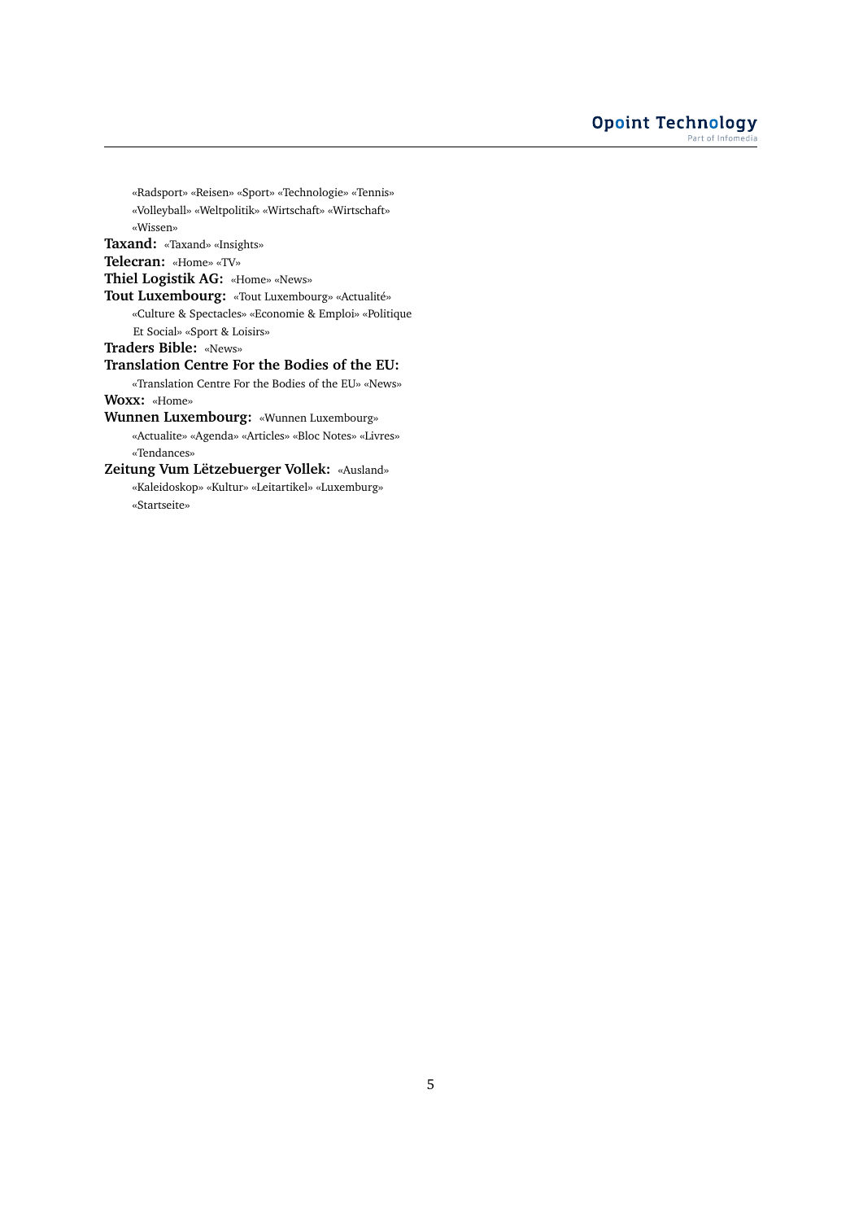«Radsport» «Reisen» «Sport» «Technologie» «Tennis» «Volleyball» «Weltpolitik» «Wirtschaft» «Wirtschaft» «Wissen»

**Taxand:** «Taxand» «Insights»

**Telecran:** «Home» «TV»

**Thiel Logistik AG:** «Home» «News»

**Tout Luxembourg:** «Tout Luxembourg» «Actualité» «Culture & Spectacles» «Economie & Emploi» «Politique Et Social» «Sport & Loisirs»

**Traders Bible:** «News»

**Translation Centre For the Bodies of the EU:** «Translation Centre For the Bodies of the EU» «News»

**Woxx:** «Home»

**Wunnen Luxembourg:** «Wunnen Luxembourg» «Actualite» «Agenda» «Articles» «Bloc Notes» «Livres» «Tendances»

**Zeitung Vum Lëtzebuerger Vollek:** «Ausland» «Kaleidoskop» «Kultur» «Leitartikel» «Luxemburg» «Startseite»